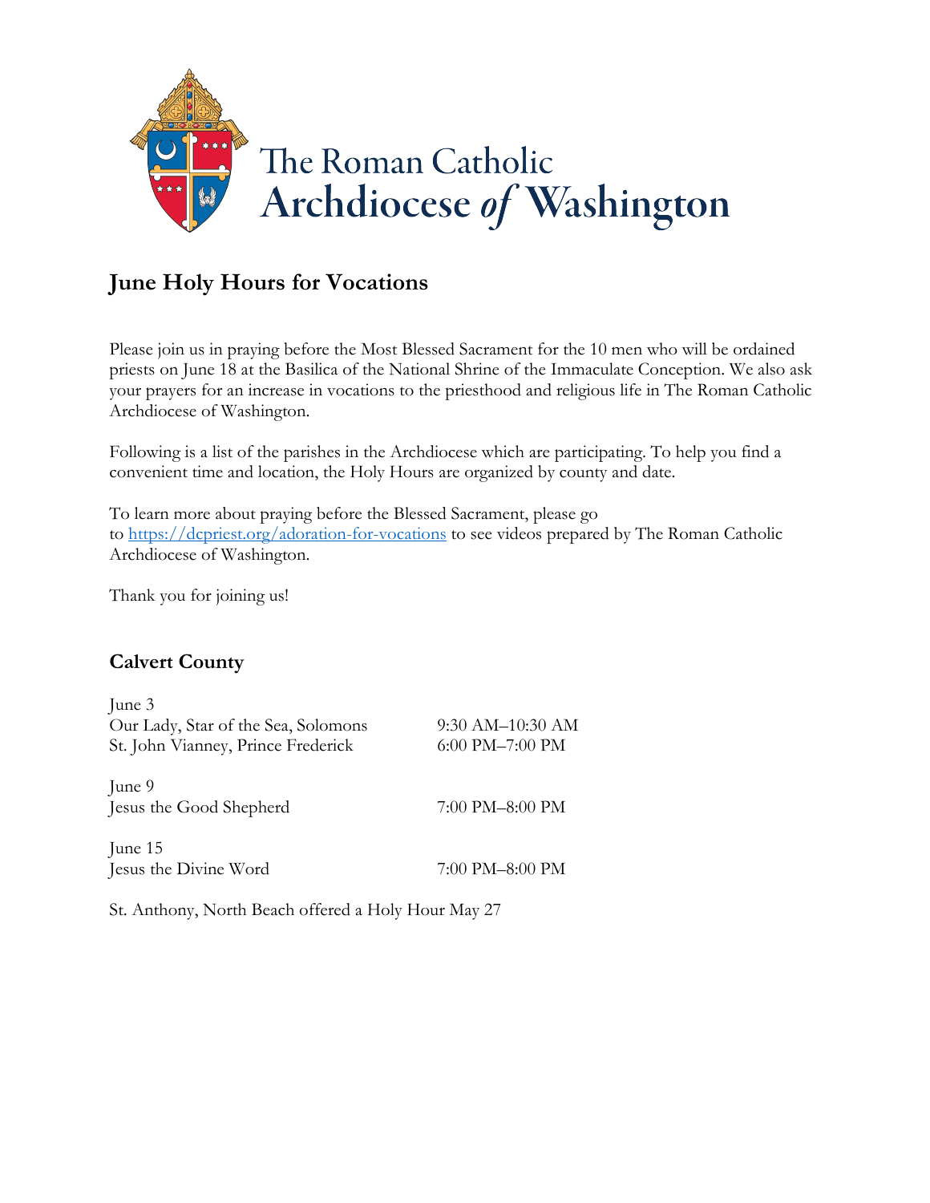The Roman Catholic
Archdiocese *of* Washington

## June Holy Hours for Vocations

Please join us in praying before the Most Blessed Sacrament for the 10 men who will be ordained priests on June 18 at the Basilica of the National Shrine of the Immaculate Conception. We also ask your prayers for an increase in vocations to the priesthood and religious life in The Roman Catholic Archdiocese of Washington.

Following is a list of the parishes in the Archdiocese which are participating. To help you find a convenient time and location, the Holy Hours are organized by county and date.

To learn more about praying before the Blessed Sacrament, please go to [https://dcpriest.org/adoration-for-vocations](https://dcpriest.org/adoration-for-vocations) to see videos prepared by The Roman Catholic Archdiocese of Washington.

Thank you for joining us!

### Calvert County

June 3
Our Lady, Star of the Sea, Solomons — 9:30 AM–10:30 AM
St. John Vianney, Prince Frederick — 6:00 PM–7:00 PM

June 9
Jesus the Good Shepherd — 7:00 PM–8:00 PM

June 15
Jesus the Divine Word — 7:00 PM–8:00 PM

St. Anthony, North Beach offered a Holy Hour May 27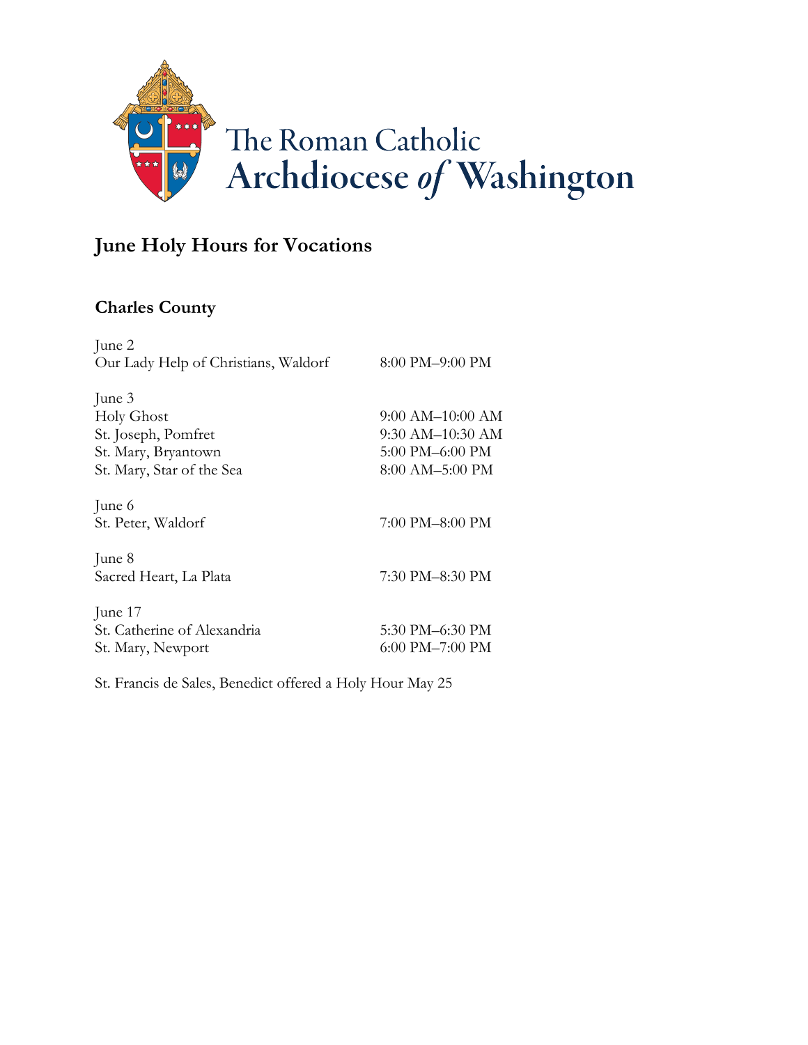The Roman Catholic
Archdiocese *of* Washington

## June Holy Hours for Vocations

### Charles County

June 2

| | |
|---|---|
| Our Lady Help of Christians, Waldorf | 8:00 PM–9:00 PM |

June 3

| | |
|---|---|
| Holy Ghost | 9:00 AM–10:00 AM |
| St. Joseph, Pomfret | 9:30 AM–10:30 AM |
| St. Mary, Bryantown | 5:00 PM–6:00 PM |
| St. Mary, Star of the Sea | 8:00 AM–5:00 PM |

June 6

| | |
|---|---|
| St. Peter, Waldorf | 7:00 PM–8:00 PM |

June 8

| | |
|---|---|
| Sacred Heart, La Plata | 7:30 PM–8:30 PM |

June 17

| | |
|---|---|
| St. Catherine of Alexandria | 5:30 PM–6:30 PM |
| St. Mary, Newport | 6:00 PM–7:00 PM |

St. Francis de Sales, Benedict offered a Holy Hour May 25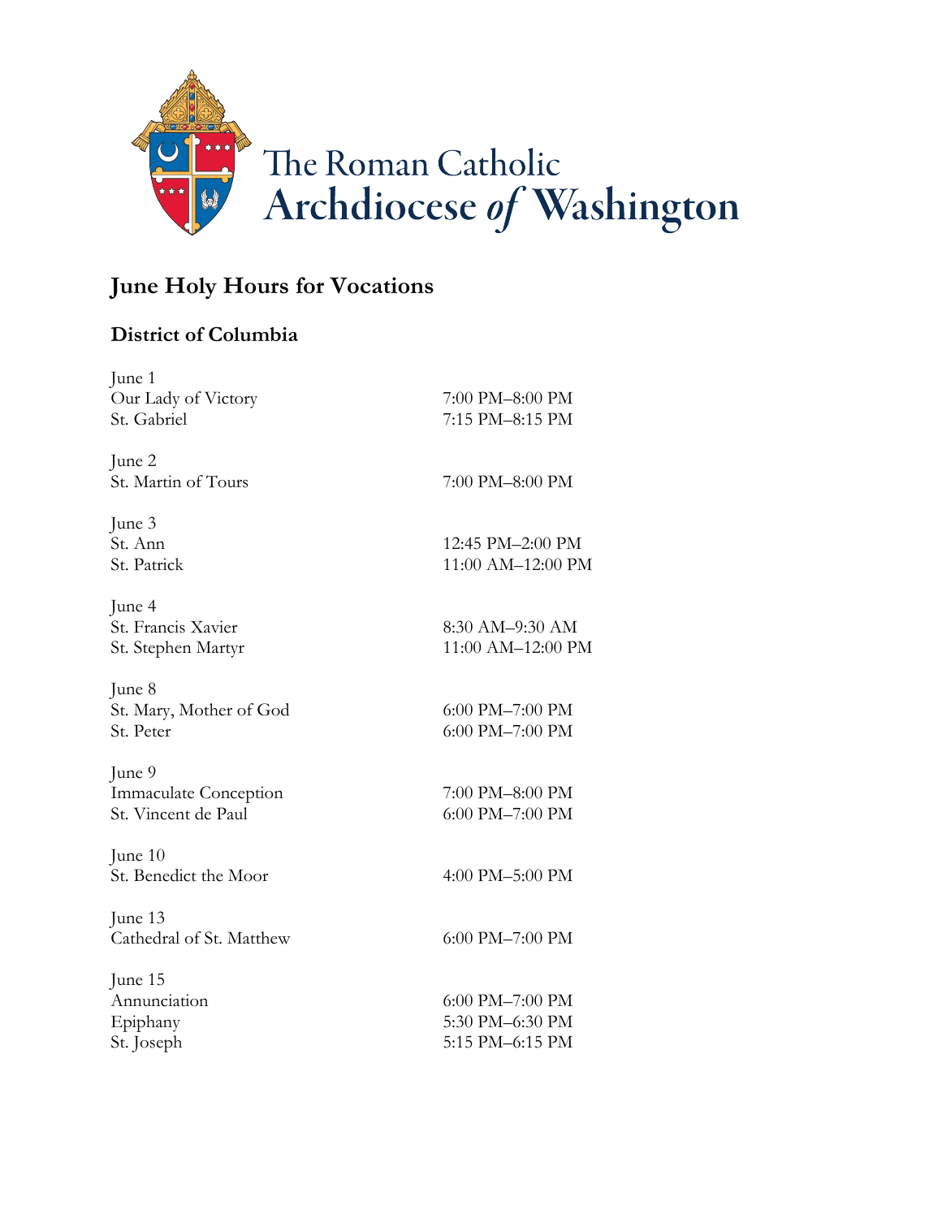The Roman Catholic
Archdiocese *of* Washington

## June Holy Hours for Vocations

### District of Columbia

June 1
Our Lady of Victory 7:00 PM–8:00 PM
St. Gabriel 7:15 PM–8:15 PM

June 2
St. Martin of Tours 7:00 PM–8:00 PM

June 3
St. Ann 12:45 PM–2:00 PM
St. Patrick 11:00 AM–12:00 PM

June 4
St. Francis Xavier 8:30 AM–9:30 AM
St. Stephen Martyr 11:00 AM–12:00 PM

June 8
St. Mary, Mother of God 6:00 PM–7:00 PM
St. Peter 6:00 PM–7:00 PM

June 9
Immaculate Conception 7:00 PM–8:00 PM
St. Vincent de Paul 6:00 PM–7:00 PM

June 10
St. Benedict the Moor 4:00 PM–5:00 PM

June 13
Cathedral of St. Matthew 6:00 PM–7:00 PM

June 15
Annunciation 6:00 PM–7:00 PM
Epiphany 5:30 PM–6:30 PM
St. Joseph 5:15 PM–6:15 PM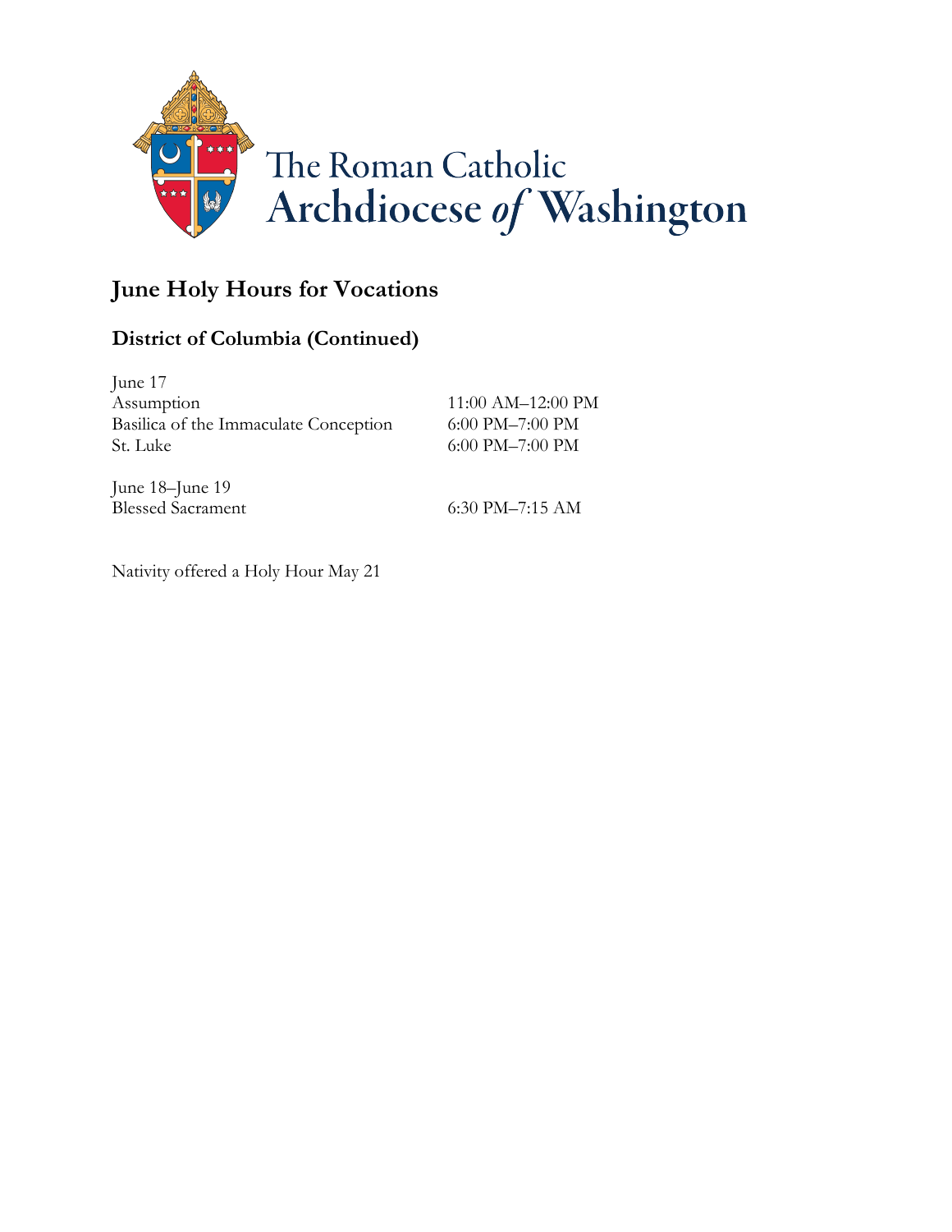The Roman Catholic
Archdiocese *of* Washington

# June Holy Hours for Vocations

## District of Columbia (Continued)

June 17

| | |
|---|---|
| Assumption | 11:00 AM–12:00 PM |
| Basilica of the Immaculate Conception | 6:00 PM–7:00 PM |
| St. Luke | 6:00 PM–7:00 PM |

June 18–June 19

| | |
|---|---|
| Blessed Sacrament | 6:30 PM–7:15 AM |

Nativity offered a Holy Hour May 21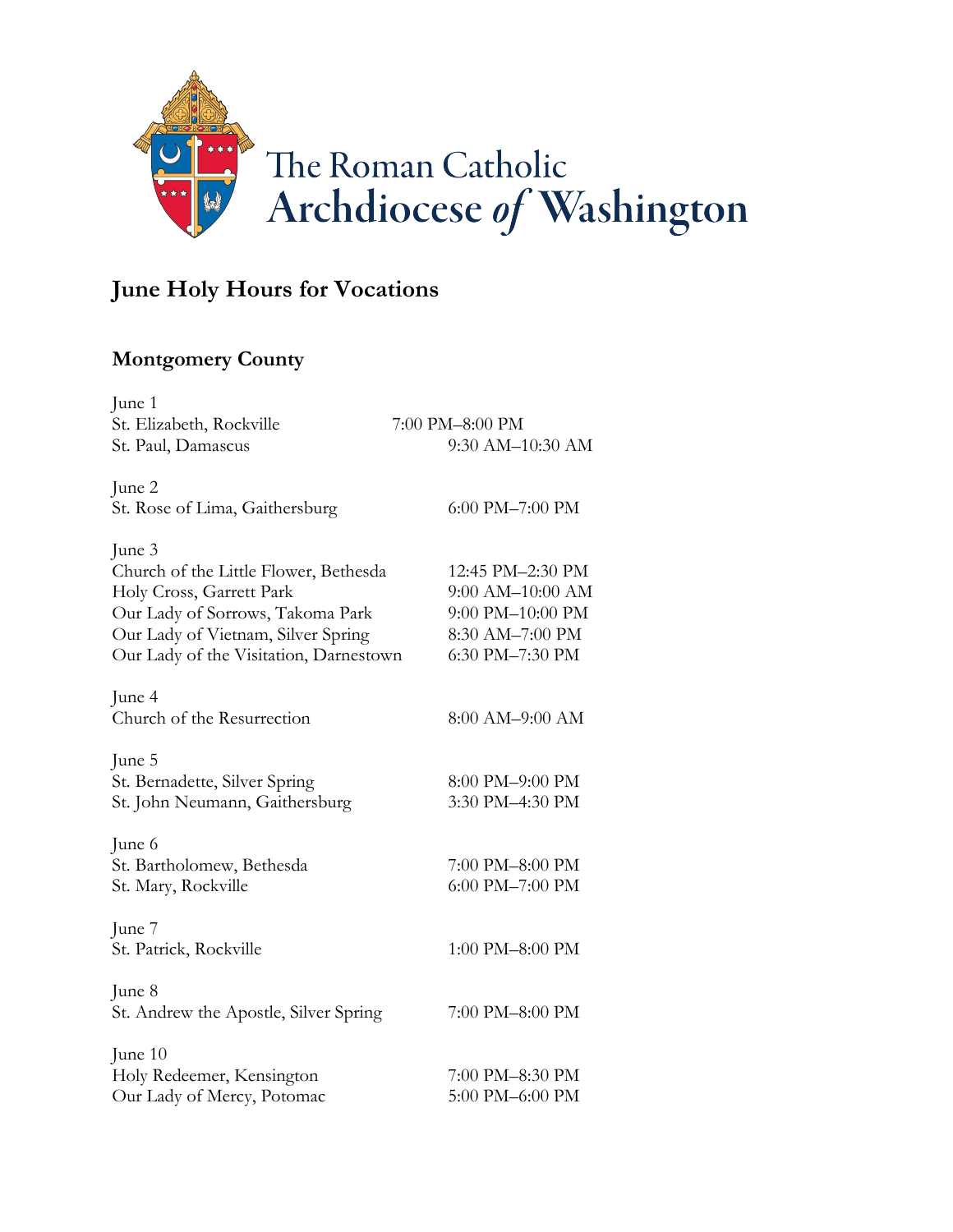The Roman Catholic
**Archdiocese *of* Washington**

## June Holy Hours for Vocations

### Montgomery County

June 1
St. Elizabeth, Rockville 7:00 PM–8:00 PM
St. Paul, Damascus 9:30 AM–10:30 AM

June 2
St. Rose of Lima, Gaithersburg 6:00 PM–7:00 PM

June 3
Church of the Little Flower, Bethesda 12:45 PM–2:30 PM
Holy Cross, Garrett Park 9:00 AM–10:00 AM
Our Lady of Sorrows, Takoma Park 9:00 PM–10:00 PM
Our Lady of Vietnam, Silver Spring 8:30 AM–7:00 PM
Our Lady of the Visitation, Darnestown 6:30 PM–7:30 PM

June 4
Church of the Resurrection 8:00 AM–9:00 AM

June 5
St. Bernadette, Silver Spring 8:00 PM–9:00 PM
St. John Neumann, Gaithersburg 3:30 PM–4:30 PM

June 6
St. Bartholomew, Bethesda 7:00 PM–8:00 PM
St. Mary, Rockville 6:00 PM–7:00 PM

June 7
St. Patrick, Rockville 1:00 PM–8:00 PM

June 8
St. Andrew the Apostle, Silver Spring 7:00 PM–8:00 PM

June 10
Holy Redeemer, Kensington 7:00 PM–8:30 PM
Our Lady of Mercy, Potomac 5:00 PM–6:00 PM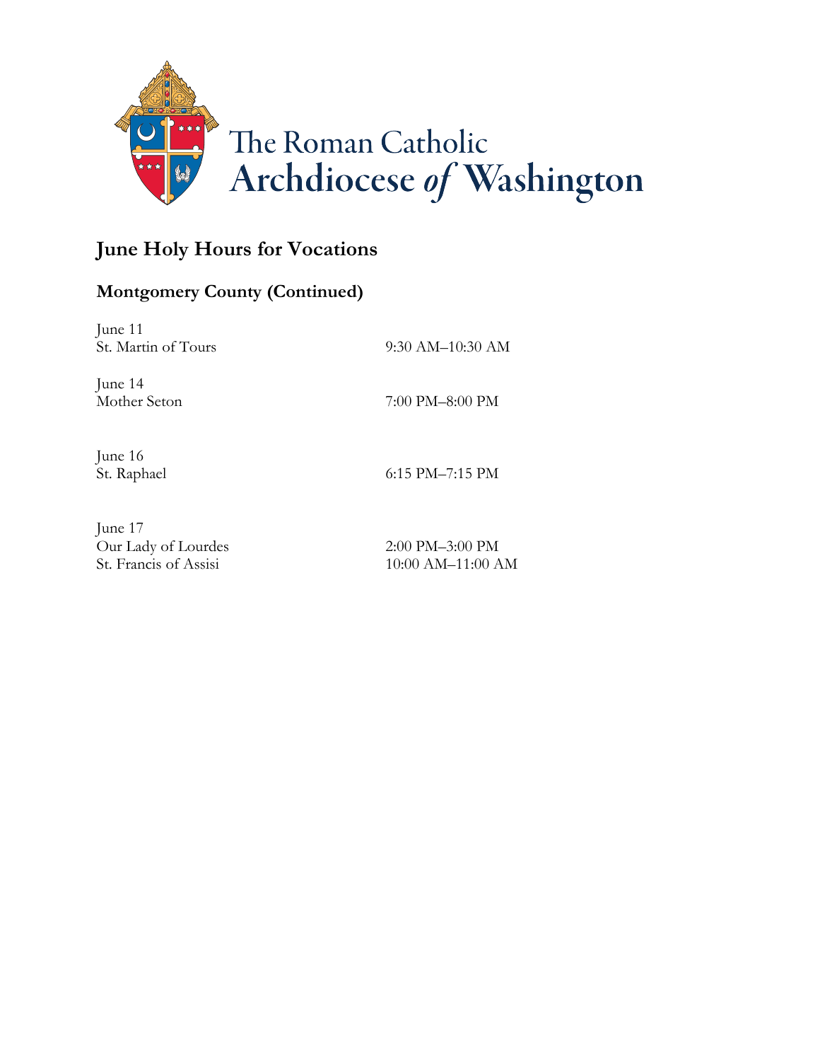The Roman Catholic
Archdiocese *of* Washington

## June Holy Hours for Vocations

### Montgomery County (Continued)

June 11
St. Martin of Tours — 9:30 AM–10:30 AM

June 14
Mother Seton — 7:00 PM–8:00 PM

June 16
St. Raphael — 6:15 PM–7:15 PM

June 17
Our Lady of Lourdes — 2:00 PM–3:00 PM
St. Francis of Assisi — 10:00 AM–11:00 AM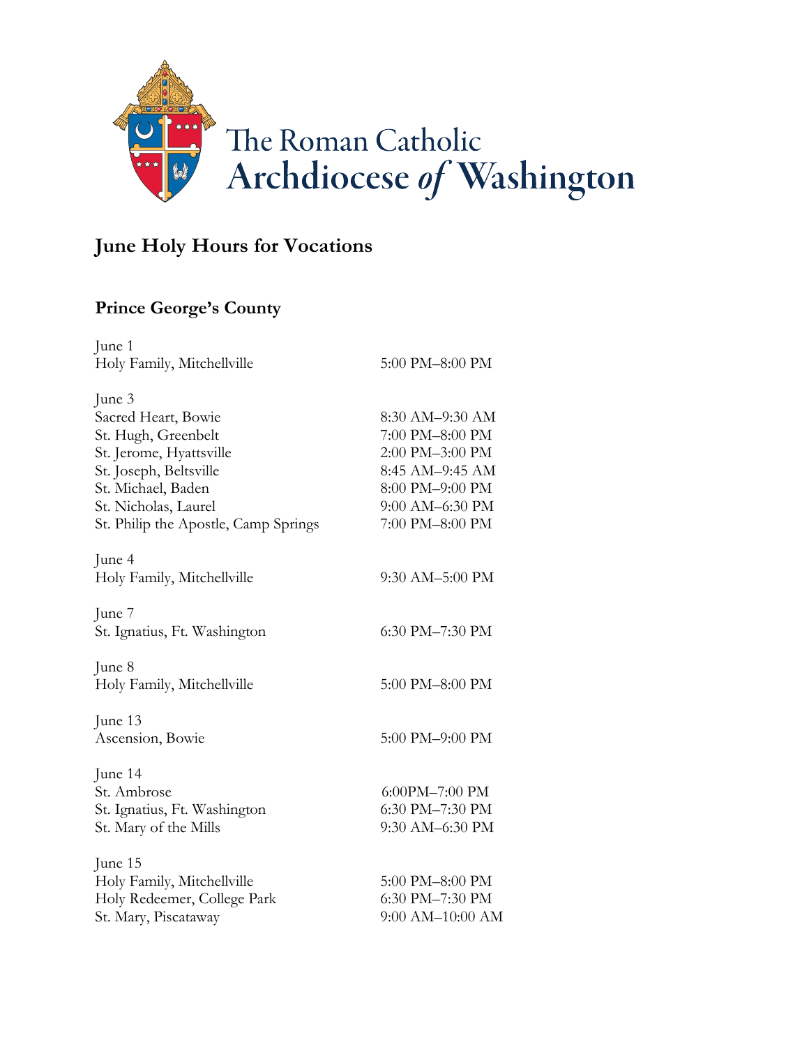The Roman Catholic
Archdiocese *of* Washington

## June Holy Hours for Vocations

### Prince George's County

June 1

| | |
|---|---|
| Holy Family, Mitchellville | 5:00 PM–8:00 PM |

June 3

| | |
|---|---|
| Sacred Heart, Bowie | 8:30 AM–9:30 AM |
| St. Hugh, Greenbelt | 7:00 PM–8:00 PM |
| St. Jerome, Hyattsville | 2:00 PM–3:00 PM |
| St. Joseph, Beltsville | 8:45 AM–9:45 AM |
| St. Michael, Baden | 8:00 PM–9:00 PM |
| St. Nicholas, Laurel | 9:00 AM–6:30 PM |
| St. Philip the Apostle, Camp Springs | 7:00 PM–8:00 PM |

June 4

| | |
|---|---|
| Holy Family, Mitchellville | 9:30 AM–5:00 PM |

June 7

| | |
|---|---|
| St. Ignatius, Ft. Washington | 6:30 PM–7:30 PM |

June 8

| | |
|---|---|
| Holy Family, Mitchellville | 5:00 PM–8:00 PM |

June 13

| | |
|---|---|
| Ascension, Bowie | 5:00 PM–9:00 PM |

June 14

| | |
|---|---|
| St. Ambrose | 6:00PM–7:00 PM |
| St. Ignatius, Ft. Washington | 6:30 PM–7:30 PM |
| St. Mary of the Mills | 9:30 AM–6:30 PM |

June 15

| | |
|---|---|
| Holy Family, Mitchellville | 5:00 PM–8:00 PM |
| Holy Redeemer, College Park | 6:30 PM–7:30 PM |
| St. Mary, Piscataway | 9:00 AM–10:00 AM |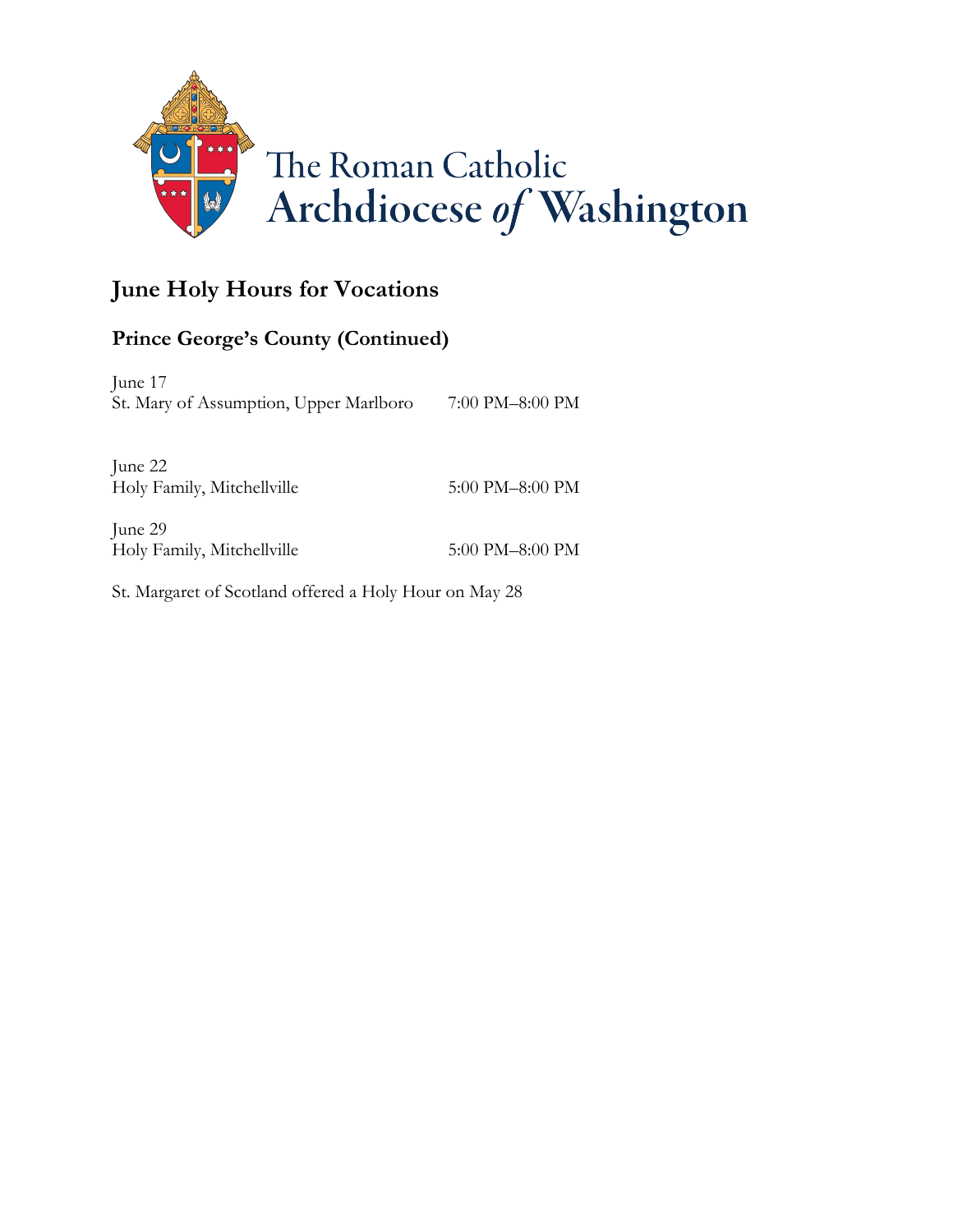The Roman Catholic
**Archdiocese *of* Washington**

## June Holy Hours for Vocations

### Prince George's County (Continued)

June 17
St. Mary of Assumption, Upper Marlboro 7:00 PM–8:00 PM

June 22
Holy Family, Mitchellville 5:00 PM–8:00 PM

June 29
Holy Family, Mitchellville 5:00 PM–8:00 PM

St. Margaret of Scotland offered a Holy Hour on May 28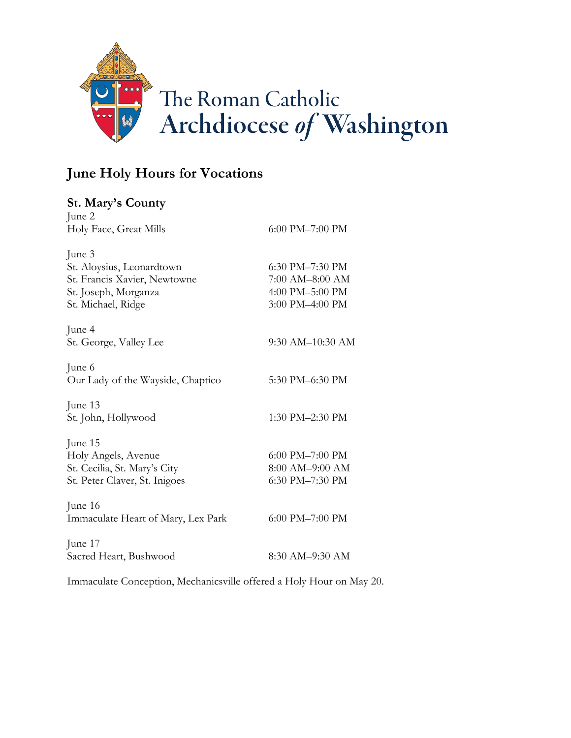The Roman Catholic
Archdiocese *of* Washington

## June Holy Hours for Vocations

### St. Mary's County

June 2

| | |
|---|---|
| Holy Face, Great Mills | 6:00 PM–7:00 PM |

June 3

| | |
|---|---|
| St. Aloysius, Leonardtown | 6:30 PM–7:30 PM |
| St. Francis Xavier, Newtowne | 7:00 AM–8:00 AM |
| St. Joseph, Morganza | 4:00 PM–5:00 PM |
| St. Michael, Ridge | 3:00 PM–4:00 PM |

June 4

| | |
|---|---|
| St. George, Valley Lee | 9:30 AM–10:30 AM |

June 6

| | |
|---|---|
| Our Lady of the Wayside, Chaptico | 5:30 PM–6:30 PM |

June 13

| | |
|---|---|
| St. John, Hollywood | 1:30 PM–2:30 PM |

June 15

| | |
|---|---|
| Holy Angels, Avenue | 6:00 PM–7:00 PM |
| St. Cecilia, St. Mary's City | 8:00 AM–9:00 AM |
| St. Peter Claver, St. Inigoes | 6:30 PM–7:30 PM |

June 16

| | |
|---|---|
| Immaculate Heart of Mary, Lex Park | 6:00 PM–7:00 PM |

June 17

| | |
|---|---|
| Sacred Heart, Bushwood | 8:30 AM–9:30 AM |

Immaculate Conception, Mechanicsville offered a Holy Hour on May 20.